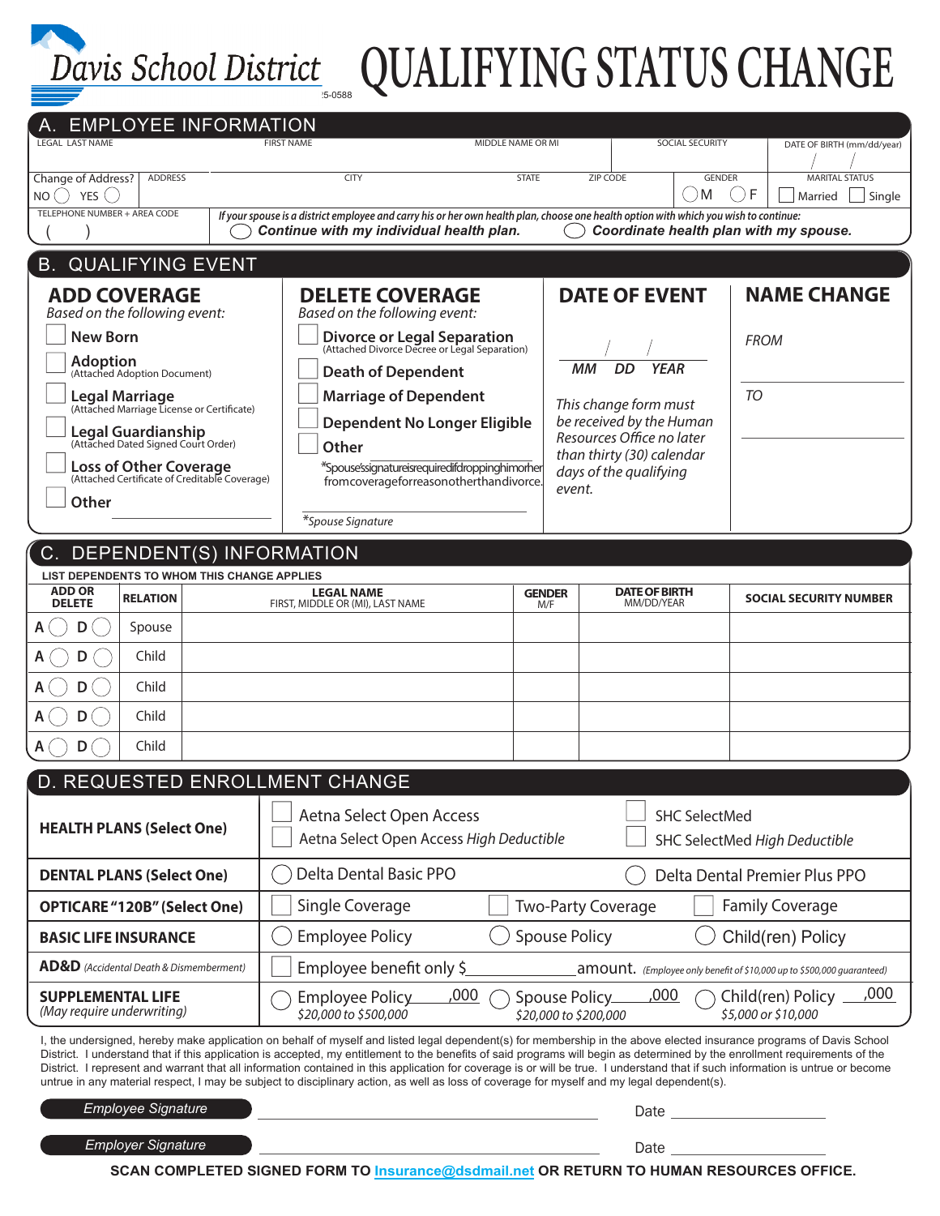Davis School District

# QUALIFYING STATUS CHANGE

:5-0588

## A. EMPLOYEE INFORMATION

| LEGAL LAST NAME | FIRST NAME | MIDDLE NAME OR MI | SOCIAL SECURITY | DATE OF BIRTH (mm/dd/year) |
|---|---|---|---|---|
| | | | | / / |

| Change of Address? NO ◯ YES ◯ | ADDRESS | CITY | STATE | ZIP CODE | GENDER ◯M ◯F | MARITAL STATUS ☐ Married ☐ Single |
|---|---|---|---|---|---|---|

TELEPHONE NUMBER + AREA CODE ( )

*If your spouse is a district employee and carry his or her own health plan, choose one health option with which you wish to continue:*

◯ ***Continue with my individual health plan.*** ◯ ***Coordinate health plan with my spouse.***

## B. QUALIFYING EVENT

### ADD COVERAGE

*Based on the following event:*

- ☐ **New Born**
- ☐ **Adoption** (Attached Adoption Document)
- ☐ **Legal Marriage** (Attached Marriage License or Certificate)
- ☐ **Legal Guardianship** (Attached Dated Signed Court Order)
- ☐ **Loss of Other Coverage** (Attached Certificate of Creditable Coverage)
- ☐ **Other** ____________________

### DELETE COVERAGE

*Based on the following event:*

- ☐ **Divorce or Legal Separation** (Attached Divorce Decree or Legal Separation)
- ☐ **Death of Dependent**
- ☐ **Marriage of Dependent**
- ☐ **Dependent No Longer Eligible**
- ☐ **Other**

*Spouse's signature is required if dropping him or her from coverage for reason other than divorce.

____________________
*Spouse Signature

### DATE OF EVENT

___ / ___ / ___
*MM DD YEAR*

*This change form must be received by the Human Resources Office no later than thirty (30) calendar days of the qualifying event.*

### NAME CHANGE

*FROM* ____________________

*TO* ____________________

## C. DEPENDENT(S) INFORMATION

**LIST DEPENDENTS TO WHOM THIS CHANGE APPLIES**

| ADD OR DELETE | RELATION | LEGAL NAME FIRST, MIDDLE OR (MI), LAST NAME | GENDER M/F | DATE OF BIRTH MM/DD/YEAR | SOCIAL SECURITY NUMBER |
|---|---|---|---|---|---|
| A ◯ D ◯ | Spouse | | | | |
| A ◯ D ◯ | Child | | | | |
| A ◯ D ◯ | Child | | | | |
| A ◯ D ◯ | Child | | | | |
| A ◯ D ◯ | Child | | | | |

## D. REQUESTED ENROLLMENT CHANGE

| | | | |
|---|---|---|---|
| **HEALTH PLANS (Select One)** | ☐ Aetna Select Open Access<br>☐ Aetna Select Open Access *High Deductible* | ☐ SHC SelectMed<br>☐ SHC SelectMed *High Deductible* | |
| **DENTAL PLANS (Select One)** | ◯ Delta Dental Basic PPO | ◯ Delta Dental Premier Plus PPO | |
| **OPTICARE "120B" (Select One)** | ☐ Single Coverage | ☐ Two-Party Coverage | ☐ Family Coverage |
| **BASIC LIFE INSURANCE** | ◯ Employee Policy | ◯ Spouse Policy | ◯ Child(ren) Policy |
| **AD&D** *(Accidental Death & Dismemberment)* | ☐ Employee benefit only $__________ amount. *(Employee only benefit of $10,000 up to $500,000 guaranteed)* | | |
| **SUPPLEMENTAL LIFE** *(May require underwriting)* | ◯ Employee Policy____,000 *$20,000 to $500,000* | ◯ Spouse Policy____,000 *$20,000 to $200,000* | ◯ Child(ren) Policy ____,000 *$5,000 or $10,000* |

I, the undersigned, hereby make application on behalf of myself and listed legal dependent(s) for membership in the above elected insurance programs of Davis School District. I understand that if this application is accepted, my entitlement to the benefits of said programs will begin as determined by the enrollment requirements of the District. I represent and warrant that all information contained in this application for coverage is or will be true. I understand that if such information is untrue or become untrue in any material respect, I may be subject to disciplinary action, as well as loss of coverage for myself and my legal dependent(s).

*Employee Signature* ________________________________ Date ______________

*Employer Signature* ________________________________ Date ______________

**SCAN COMPLETED SIGNED FORM TO Insurance@dsdmail.net OR RETURN TO HUMAN RESOURCES OFFICE.**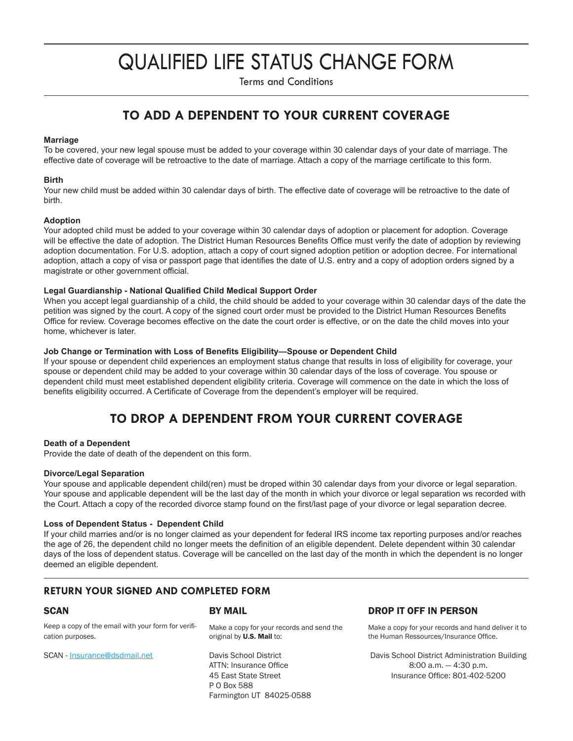# QUALIFIED LIFE STATUS CHANGE FORM

Terms and Conditions

## TO ADD A DEPENDENT TO YOUR CURRENT COVERAGE

**Marriage**

To be covered, your new legal spouse must be added to your coverage within 30 calendar days of your date of marriage. The effective date of coverage will be retroactive to the date of marriage. Attach a copy of the marriage certificate to this form.

**Birth**

Your new child must be added within 30 calendar days of birth. The effective date of coverage will be retroactive to the date of birth.

**Adoption**

Your adopted child must be added to your coverage within 30 calendar days of adoption or placement for adoption. Coverage will be effective the date of adoption. The District Human Resources Benefits Office must verify the date of adoption by reviewing adoption documentation. For U.S. adoption, attach a copy of court signed adoption petition or adoption decree. For international adoption, attach a copy of visa or passport page that identifies the date of U.S. entry and a copy of adoption orders signed by a magistrate or other government official.

**Legal Guardianship - National Qualified Child Medical Support Order**

When you accept legal guardianship of a child, the child should be added to your coverage within 30 calendar days of the date the petition was signed by the court. A copy of the signed court order must be provided to the District Human Resources Benefits Office for review. Coverage becomes effective on the date the court order is effective, or on the date the child moves into your home, whichever is later.

**Job Change or Termination with Loss of Benefits Eligibility—Spouse or Dependent Child**

If your spouse or dependent child experiences an employment status change that results in loss of eligibility for coverage, your spouse or dependent child may be added to your coverage within 30 calendar days of the loss of coverage. You spouse or dependent child must meet established dependent eligibility criteria. Coverage will commence on the date in which the loss of benefits eligibility occurred. A Certificate of Coverage from the dependent's employer will be required.

## TO DROP A DEPENDENT FROM YOUR CURRENT COVERAGE

**Death of a Dependent**

Provide the date of death of the dependent on this form.

**Divorce/Legal Separation**

Your spouse and applicable dependent child(ren) must be droped within 30 calendar days from your divorce or legal separation. Your spouse and applicable dependent will be the last day of the month in which your divorce or legal separation ws recorded with the Court. Attach a copy of the recorded divorce stamp found on the first/last page of your divorce or legal separation decree.

**Loss of Dependent Status - Dependent Child**

If your child marries and/or is no longer claimed as your dependent for federal IRS income tax reporting purposes and/or reaches the age of 26, the dependent child no longer meets the definition of an eligible dependent. Delete dependent within 30 calendar days of the loss of dependent status. Coverage will be cancelled on the last day of the month in which the dependent is no longer deemed an eligible dependent.

### RETURN YOUR SIGNED AND COMPLETED FORM

#### SCAN

Keep a copy of the email with your form for verification purposes.

SCAN - Insurance@dsdmail.net

#### BY MAIL

Make a copy for your records and send the original by **U.S. Mail** to:

Davis School District
ATTN: Insurance Office
45 East State Street
P O Box 588
Farmington UT 84025-0588

#### DROP IT OFF IN PERSON

Make a copy for your records and hand deliver it to the Human Ressources/Insurance Office.

Davis School District Administration Building
8:00 a.m. — 4:30 p.m.
Insurance Office: 801-402-5200